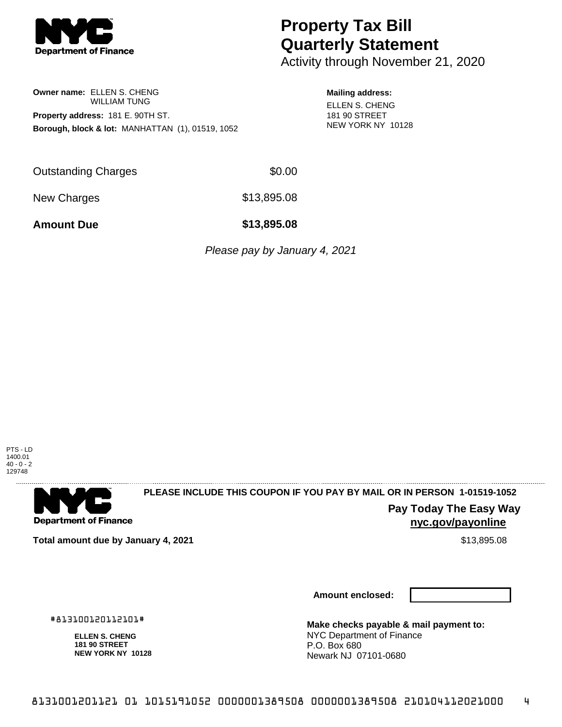# Property Tax Bill Quarterly Statement

Activity through November 21, 2020

**Owner name:** ELLEN S. CHENG
WILLIAM TUNG

**Property address:** 181 E. 90TH ST.

**Borough, block & lot:** MANHATTAN (1), 01519, 1052

**Mailing address:**
ELLEN S. CHENG
181 90 STREET
NEW YORK NY 10128

| | |
|---|---|
| Outstanding Charges | $0.00 |
| New Charges | $13,895.08 |
| **Amount Due** | **$13,895.08** |

*Please pay by January 4, 2021*

PTS - LD
1400.01
40 - 0 - 2
129748

**PLEASE INCLUDE THIS COUPON IF YOU PAY BY MAIL OR IN PERSON 1-01519-1052**

**Pay Today The Easy Way**
**nyc.gov/payonline**

**Total amount due by January 4, 2021** $13,895.08

**Amount enclosed:**

#813100120112101#

**ELLEN S. CHENG**
**181 90 STREET**
**NEW YORK NY 10128**

**Make checks payable & mail payment to:**
NYC Department of Finance
P.O. Box 680
Newark NJ 07101-0680

8131001201121 01 1015191052 0000001389508 0000001389508 210104112021000 4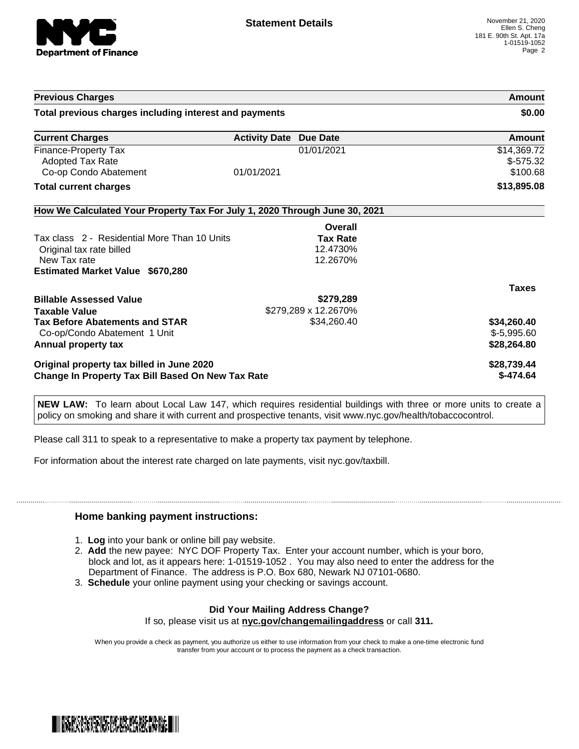**NYC Department of Finance**

## Statement Details

November 21, 2020
Ellen S. Cheng
181 E. 90th St. Apt. 17a
1-01519-1052

| Previous Charges | | | Amount |
|---|---|---|---|
| **Total previous charges including interest and payments** | | | **$0.00** |

| Current Charges | Activity Date | Due Date | Amount |
|---|---|---|---|
| Finance-Property Tax | | 01/01/2021 | $14,369.72 |
| Adopted Tax Rate | | | $-575.32 |
| Co-op Condo Abatement | 01/01/2021 | | $100.68 |
| **Total current charges** | | | **$13,895.08** |

### How We Calculated Your Property Tax For July 1, 2020 Through June 30, 2021

| | Overall Tax Rate | Taxes |
|---|---|---|
| Tax class 2 - Residential More Than 10 Units | | |
| Original tax rate billed | 12.4730% | |
| New Tax rate | 12.2670% | |
| **Estimated Market Value $670,280** | | |
| **Billable Assessed Value** | **$279,289** | |
| **Taxable Value** | $279,289 x 12.2670% | |
| **Tax Before Abatements and STAR** | $34,260.40 | **$34,260.40** |
| Co-op/Condo Abatement 1 Unit | | $-5,995.60 |
| **Annual property tax** | | **$28,264.80** |
| **Original property tax billed in June 2020** | | **$28,739.44** |
| **Change In Property Tax Bill Based On New Tax Rate** | | **$-474.64** |

**NEW LAW:** To learn about Local Law 147, which requires residential buildings with three or more units to create a policy on smoking and share it with current and prospective tenants, visit www.nyc.gov/health/tobaccocontrol.

Please call 311 to speak to a representative to make a property tax payment by telephone.

For information about the interest rate charged on late payments, visit nyc.gov/taxbill.

### Home banking payment instructions:

1. **Log** into your bank or online bill pay website.
2. **Add** the new payee: NYC DOF Property Tax. Enter your account number, which is your boro, block and lot, as it appears here: 1-01519-1052 . You may also need to enter the address for the Department of Finance. The address is P.O. Box 680, Newark NJ 07101-0680.
3. **Schedule** your online payment using your checking or savings account.

**Did Your Mailing Address Change?**
If so, please visit us at **nyc.gov/changemailingaddress** or call **311.**

When you provide a check as payment, you authorize us either to use information from your check to make a one-time electronic fund transfer from your account or to process the payment as a check transaction.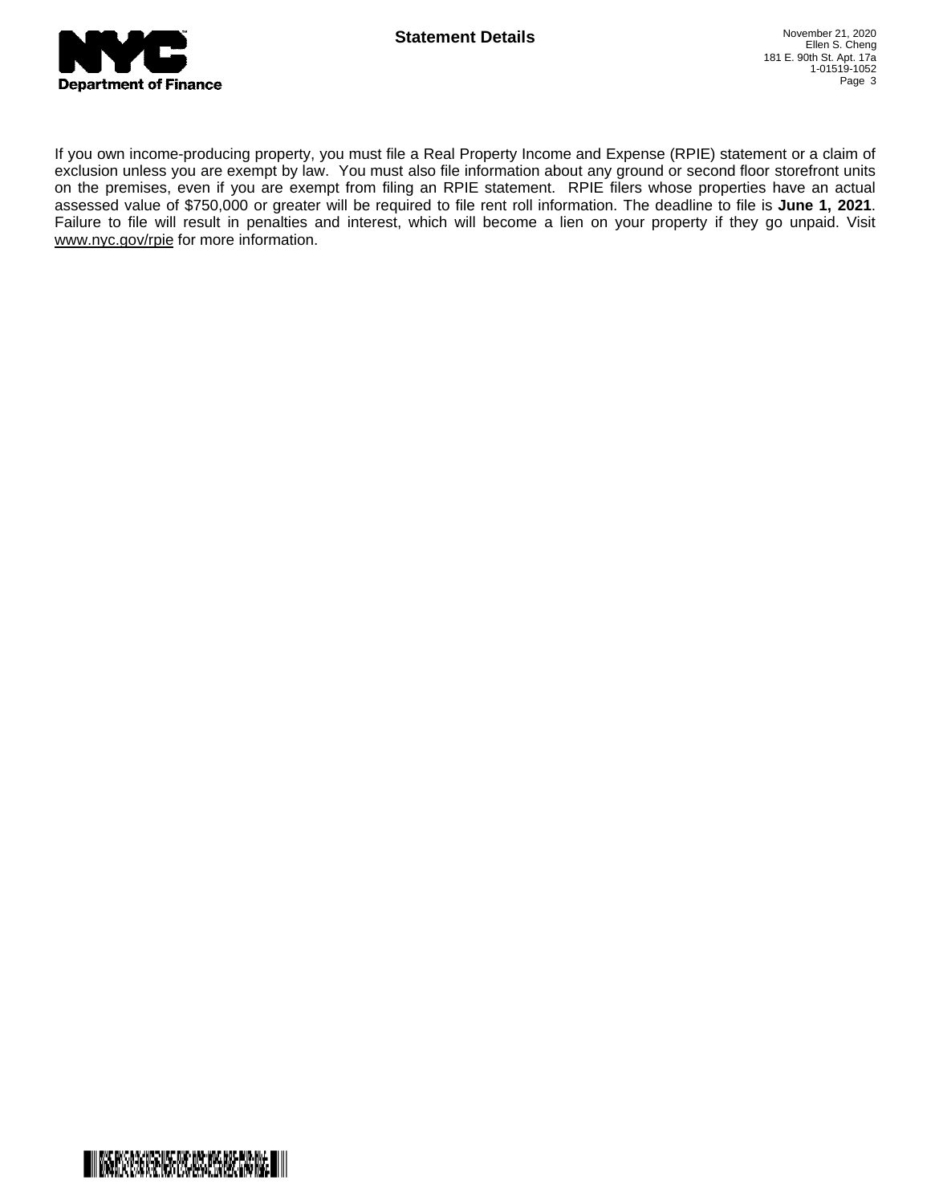If you own income-producing property, you must file a Real Property Income and Expense (RPIE) statement or a claim of exclusion unless you are exempt by law. You must also file information about any ground or second floor storefront units on the premises, even if you are exempt from filing an RPIE statement. RPIE filers whose properties have an actual assessed value of $750,000 or greater will be required to file rent roll information. The deadline to file is **June 1, 2021**. Failure to file will result in penalties and interest, which will become a lien on your property if they go unpaid. Visit www.nyc.gov/rpie for more information.